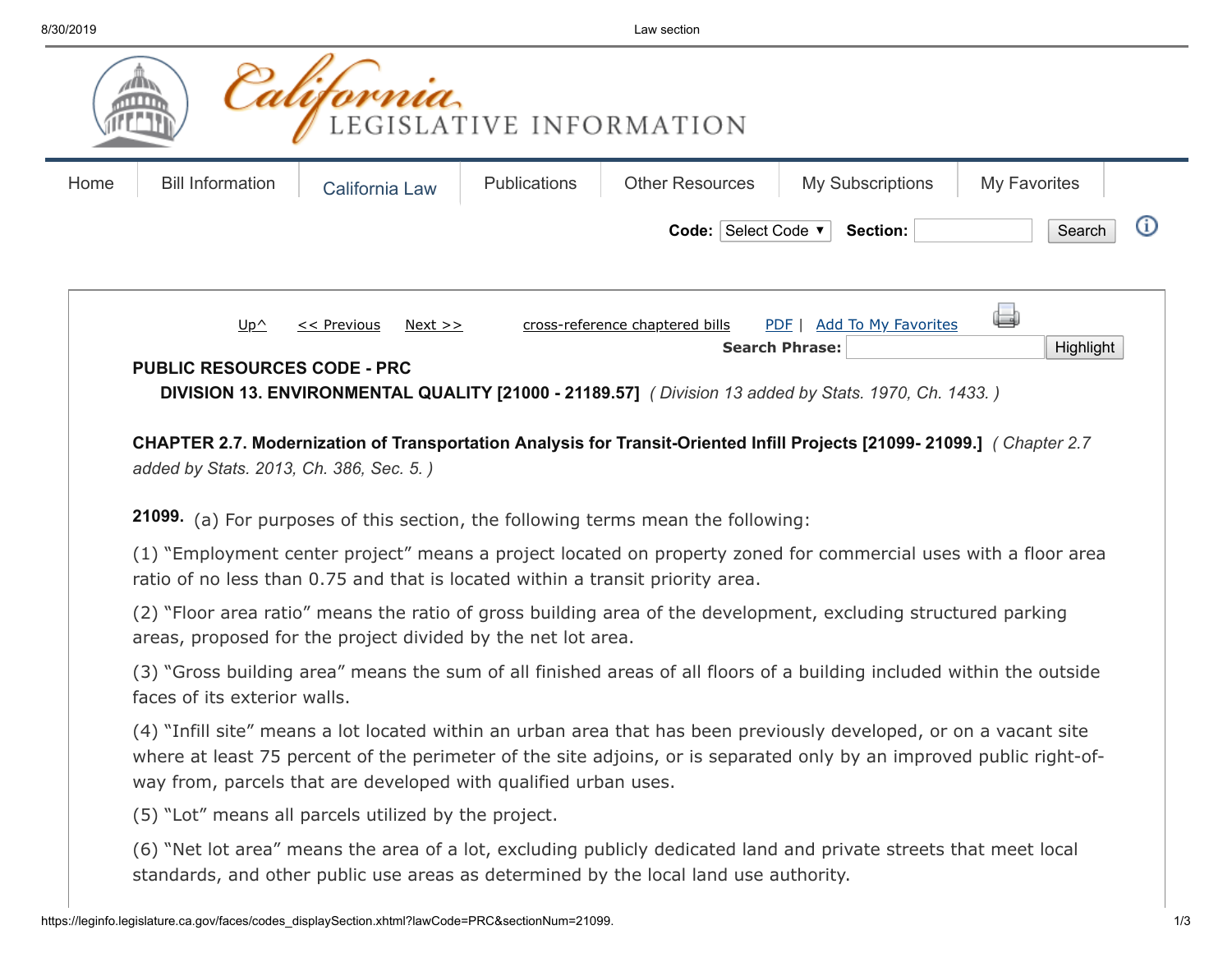**PUBLIC RESOURCES CODE - PRC**

**DIVISION 13. ENVIRONMENTAL QUALITY [21000 - 21189.57]** *( Division 13 added by Stats. 1970, Ch. 1433. )*

**CHAPTER 2.7. Modernization of Transportation Analysis for Transit-Oriented Infill Projects [21099- 21099.]** *( Chapter 2.7 added by Stats. 2013, Ch. 386, Sec. 5. )*

**21099.** (a) For purposes of this section, the following terms mean the following:

(1) “Employment center project” means a project located on property zoned for commercial uses with a floor area ratio of no less than 0.75 and that is located within a transit priority area.

(2) “Floor area ratio” means the ratio of gross building area of the development, excluding structured parking areas, proposed for the project divided by the net lot area.

(3) “Gross building area” means the sum of all finished areas of all floors of a building included within the outside faces of its exterior walls.

(4) “Infill site” means a lot located within an urban area that has been previously developed, or on a vacant site where at least 75 percent of the perimeter of the site adjoins, or is separated only by an improved public right-of-way from, parcels that are developed with qualified urban uses.

(5) “Lot” means all parcels utilized by the project.

(6) “Net lot area” means the area of a lot, excluding publicly dedicated land and private streets that meet local standards, and other public use areas as determined by the local land use authority.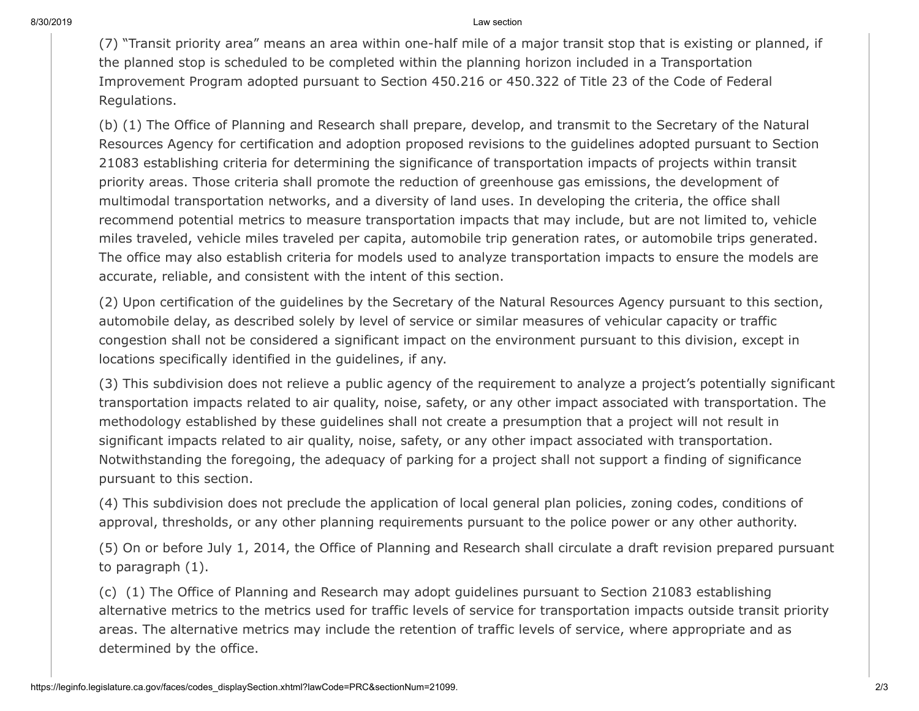(7) "Transit priority area" means an area within one-half mile of a major transit stop that is existing or planned, if the planned stop is scheduled to be completed within the planning horizon included in a Transportation Improvement Program adopted pursuant to Section 450.216 or 450.322 of Title 23 of the Code of Federal Regulations.

(b) (1) The Office of Planning and Research shall prepare, develop, and transmit to the Secretary of the Natural Resources Agency for certification and adoption proposed revisions to the guidelines adopted pursuant to Section 21083 establishing criteria for determining the significance of transportation impacts of projects within transit priority areas. Those criteria shall promote the reduction of greenhouse gas emissions, the development of multimodal transportation networks, and a diversity of land uses. In developing the criteria, the office shall recommend potential metrics to measure transportation impacts that may include, but are not limited to, vehicle miles traveled, vehicle miles traveled per capita, automobile trip generation rates, or automobile trips generated. The office may also establish criteria for models used to analyze transportation impacts to ensure the models are accurate, reliable, and consistent with the intent of this section.

(2) Upon certification of the guidelines by the Secretary of the Natural Resources Agency pursuant to this section, automobile delay, as described solely by level of service or similar measures of vehicular capacity or traffic congestion shall not be considered a significant impact on the environment pursuant to this division, except in locations specifically identified in the guidelines, if any.

(3) This subdivision does not relieve a public agency of the requirement to analyze a project's potentially significant transportation impacts related to air quality, noise, safety, or any other impact associated with transportation. The methodology established by these guidelines shall not create a presumption that a project will not result in significant impacts related to air quality, noise, safety, or any other impact associated with transportation. Notwithstanding the foregoing, the adequacy of parking for a project shall not support a finding of significance pursuant to this section.

(4) This subdivision does not preclude the application of local general plan policies, zoning codes, conditions of approval, thresholds, or any other planning requirements pursuant to the police power or any other authority.

(5) On or before July 1, 2014, the Office of Planning and Research shall circulate a draft revision prepared pursuant to paragraph (1).

(c) (1) The Office of Planning and Research may adopt guidelines pursuant to Section 21083 establishing alternative metrics to the metrics used for traffic levels of service for transportation impacts outside transit priority areas. The alternative metrics may include the retention of traffic levels of service, where appropriate and as determined by the office.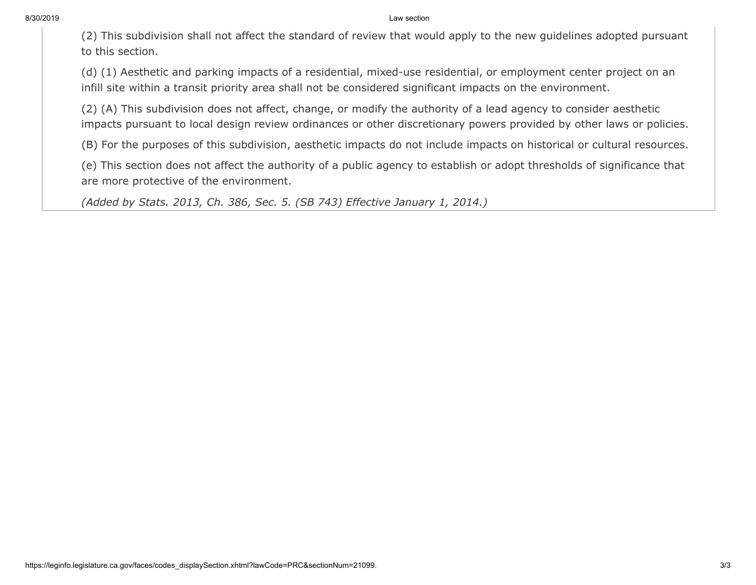(2) This subdivision shall not affect the standard of review that would apply to the new guidelines adopted pursuant to this section.

(d) (1) Aesthetic and parking impacts of a residential, mixed-use residential, or employment center project on an infill site within a transit priority area shall not be considered significant impacts on the environment.

(2) (A) This subdivision does not affect, change, or modify the authority of a lead agency to consider aesthetic impacts pursuant to local design review ordinances or other discretionary powers provided by other laws or policies.

(B) For the purposes of this subdivision, aesthetic impacts do not include impacts on historical or cultural resources.

(e) This section does not affect the authority of a public agency to establish or adopt thresholds of significance that are more protective of the environment.

*(Added by Stats. 2013, Ch. 386, Sec. 5. (SB 743) Effective January 1, 2014.)*